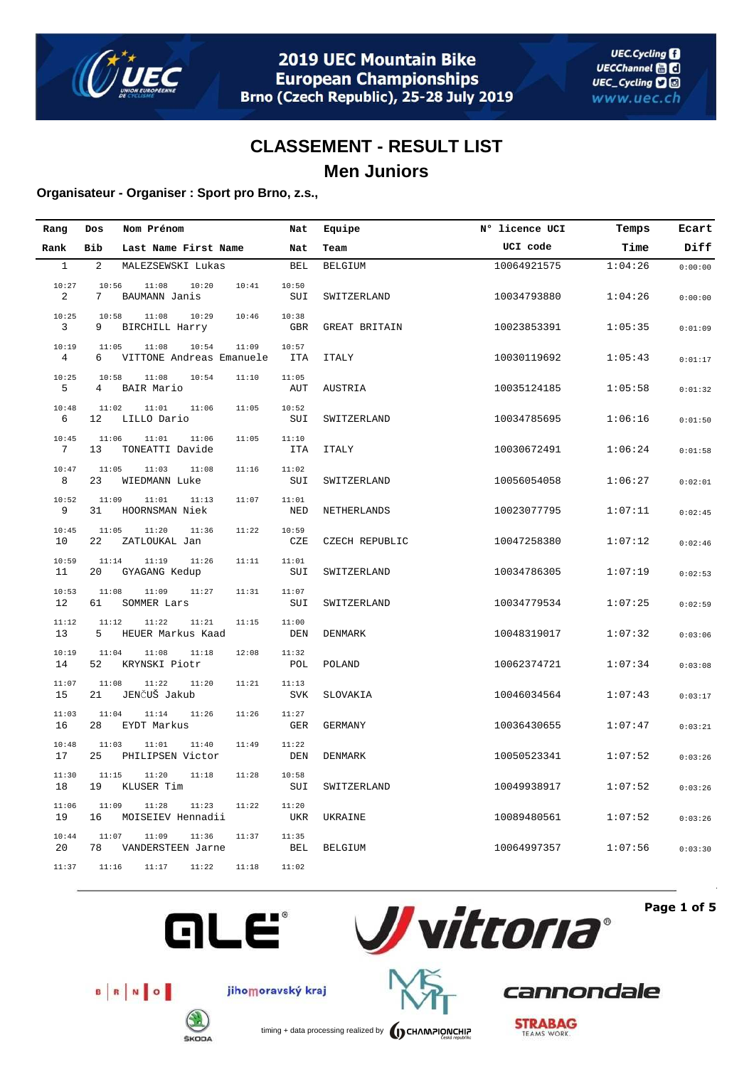# 2019 UEC Mountain Bike European Championships
## Brno (Czech Republic), 25-28 July 2019

## CLASSEMENT - RESULT LIST

## Men Juniors

**Organisateur - Organiser : Sport pro Brno, z.s.,**

| Rang / Rank | Dos / Bib | Nom Prénom / Last Name First Name | Nat | Equipe / Team | N° licence UCI / UCI code | Temps / Time | Ecart / Diff |
|---|---|---|---|---|---|---|---|
| 1 | 2 | MALEZSEWSKI Lukas | BEL | BELGIUM | 10064921575 | 1:04:26 | 0:00:00 |
| | | 10:27 10:56 11:08 10:20 10:41 10:50 | | | | | |
| 2 | 7 | BAUMANN Janis | SUI | SWITZERLAND | 10034793880 | 1:04:26 | 0:00:00 |
| | | 10:25 10:58 11:08 10:29 10:46 10:38 | | | | | |
| 3 | 9 | BIRCHILL Harry | GBR | GREAT BRITAIN | 10023853391 | 1:05:35 | 0:01:09 |
| | | 10:19 11:05 11:08 10:54 11:09 10:57 | | | | | |
| 4 | 6 | VITTONE Andreas Emanuele | ITA | ITALY | 10030119692 | 1:05:43 | 0:01:17 |
| | | 10:25 10:58 11:08 10:54 11:10 11:05 | | | | | |
| 5 | 4 | BAIR Mario | AUT | AUSTRIA | 10035124185 | 1:05:58 | 0:01:32 |
| | | 10:48 11:02 11:01 11:06 11:05 10:52 | | | | | |
| 6 | 12 | LILLO Dario | SUI | SWITZERLAND | 10034785695 | 1:06:16 | 0:01:50 |
| | | 10:45 11:06 11:01 11:06 11:05 11:10 | | | | | |
| 7 | 13 | TONEATTI Davide | ITA | ITALY | 10030672491 | 1:06:24 | 0:01:58 |
| | | 10:47 11:05 11:03 11:08 11:16 11:02 | | | | | |
| 8 | 23 | WIEDMANN Luke | SUI | SWITZERLAND | 10056054058 | 1:06:27 | 0:02:01 |
| | | 10:52 11:09 11:01 11:13 11:07 11:01 | | | | | |
| 9 | 31 | HOORNSMAN Niek | NED | NETHERLANDS | 10023077795 | 1:07:11 | 0:02:45 |
| | | 10:45 11:05 11:20 11:36 11:22 10:59 | | | | | |
| 10 | 22 | ZATLOUKAL Jan | CZE | CZECH REPUBLIC | 10047258380 | 1:07:12 | 0:02:46 |
| | | 10:59 11:14 11:19 11:26 11:11 11:01 | | | | | |
| 11 | 20 | GYAGANG Kedup | SUI | SWITZERLAND | 10034786305 | 1:07:19 | 0:02:53 |
| | | 10:53 11:08 11:09 11:27 11:31 11:07 | | | | | |
| 12 | 61 | SOMMER Lars | SUI | SWITZERLAND | 10034779534 | 1:07:25 | 0:02:59 |
| | | 11:12 11:12 11:22 11:21 11:15 11:00 | | | | | |
| 13 | 5 | HEUER Markus Kaad | DEN | DENMARK | 10048319017 | 1:07:32 | 0:03:06 |
| | | 10:19 11:04 11:08 11:18 12:08 11:32 | | | | | |
| 14 | 52 | KRYNSKI Piotr | POL | POLAND | 10062374721 | 1:07:34 | 0:03:08 |
| | | 11:07 11:08 11:22 11:20 11:21 11:13 | | | | | |
| 15 | 21 | JENČUŠ Jakub | SVK | SLOVAKIA | 10046034564 | 1:07:43 | 0:03:17 |
| | | 11:03 11:04 11:14 11:26 11:26 11:27 | | | | | |
| 16 | 28 | EYDT Markus | GER | GERMANY | 10036430655 | 1:07:47 | 0:03:21 |
| | | 10:48 11:03 11:01 11:40 11:49 11:22 | | | | | |
| 17 | 25 | PHILIPSEN Victor | DEN | DENMARK | 10050523341 | 1:07:52 | 0:03:26 |
| | | 11:30 11:15 11:20 11:18 11:28 10:58 | | | | | |
| 18 | 19 | KLUSER Tim | SUI | SWITZERLAND | 10049938917 | 1:07:52 | 0:03:26 |
| | | 11:06 11:09 11:28 11:23 11:22 11:20 | | | | | |
| 19 | 16 | MOISEIEV Hennadii | UKR | UKRAINE | 10089480561 | 1:07:52 | 0:03:26 |
| | | 10:44 11:07 11:09 11:36 11:37 11:35 | | | | | |
| 20 | 78 | VANDERSTEEN Jarne | BEL | BELGIUM | 10064997357 | 1:07:56 | 0:03:30 |
| | | 11:37 11:16 11:17 11:22 11:18 11:02 | | | | | |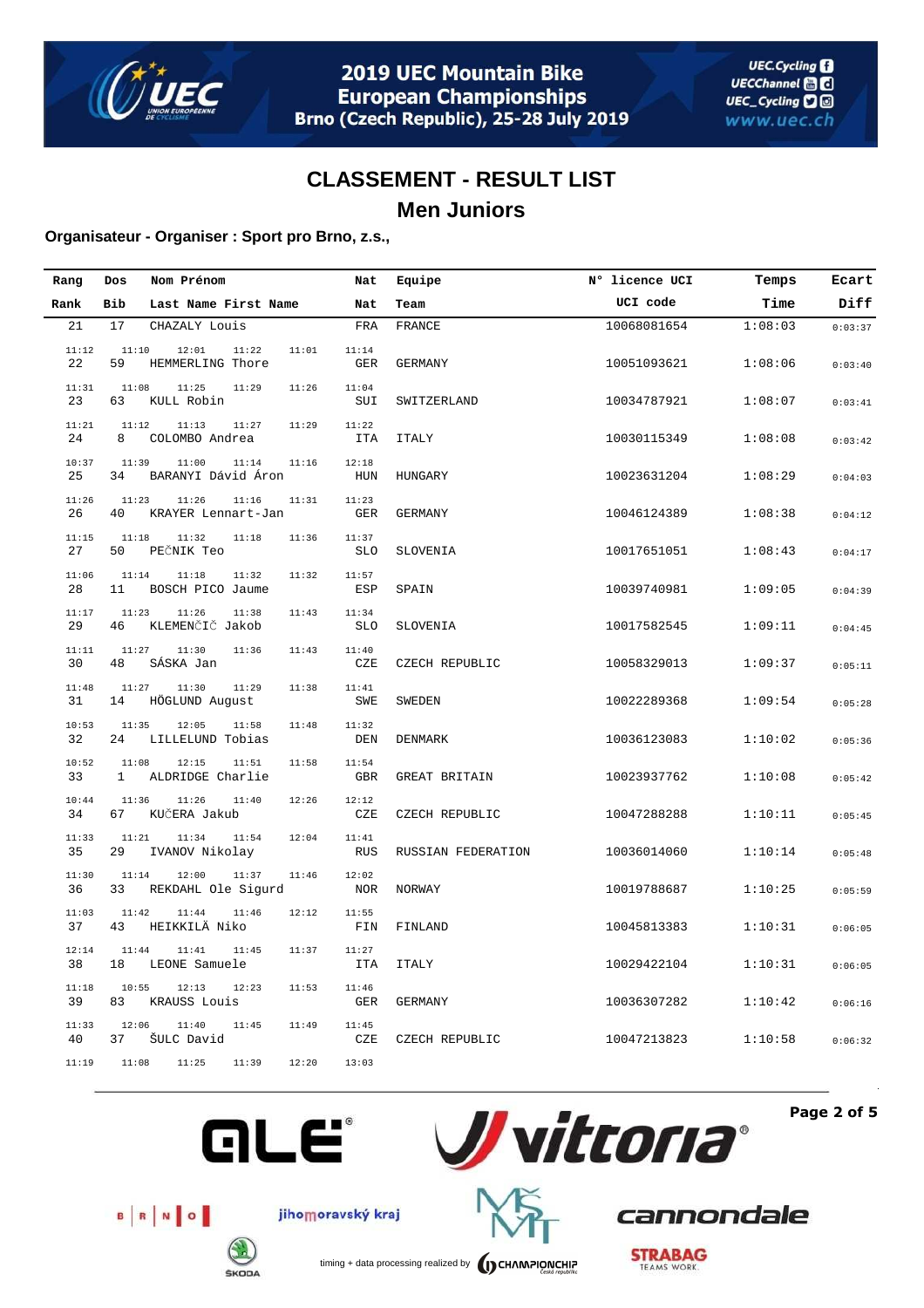## CLASSEMENT - RESULT LIST

## Men Juniors

**Organisateur - Organiser : Sport pro Brno, z.s.,**

| Rang / Rank | Dos / Bib | Nom Prénom / Last Name First Name | Nat / Nat | Equipe / Team | N° licence UCI / UCI code | Temps / Time | Ecart / Diff |
|---|---|---|---|---|---|---|---|
| 21 | 17 | CHAZALY Louis | FRA | FRANCE | 10068081654 | 1:08:03 | 0:03:37 |
| | | 11:12 11:10 12:01 11:22 11:01 | 11:14 | | | | |
| 22 | 59 | HEMMERLING Thore | GER | GERMANY | 10051093621 | 1:08:06 | 0:03:40 |
| | | 11:31 11:08 11:25 11:29 11:26 | 11:04 | | | | |
| 23 | 63 | KULL Robin | SUI | SWITZERLAND | 10034787921 | 1:08:07 | 0:03:41 |
| | | 11:21 11:12 11:13 11:27 11:29 | 11:22 | | | | |
| 24 | 8 | COLOMBO Andrea | ITA | ITALY | 10030115349 | 1:08:08 | 0:03:42 |
| | | 10:37 11:39 11:00 11:14 11:16 | 12:18 | | | | |
| 25 | 34 | BARANYI Dávid Áron | HUN | HUNGARY | 10023631204 | 1:08:29 | 0:04:03 |
| | | 11:26 11:23 11:26 11:16 11:31 | 11:23 | | | | |
| 26 | 40 | KRAYER Lennart-Jan | GER | GERMANY | 10046124389 | 1:08:38 | 0:04:12 |
| | | 11:15 11:18 11:32 11:18 11:36 | 11:37 | | | | |
| 27 | 50 | PEČNIK Teo | SLO | SLOVENIA | 10017651051 | 1:08:43 | 0:04:17 |
| | | 11:06 11:14 11:18 11:32 11:32 | 11:57 | | | | |
| 28 | 11 | BOSCH PICO Jaume | ESP | SPAIN | 10039740981 | 1:09:05 | 0:04:39 |
| | | 11:17 11:23 11:26 11:38 11:43 | 11:34 | | | | |
| 29 | 46 | KLEMENČIČ Jakob | SLO | SLOVENIA | 10017582545 | 1:09:11 | 0:04:45 |
| | | 11:11 11:27 11:30 11:36 11:43 | 11:40 | | | | |
| 30 | 48 | SÁSKA Jan | CZE | CZECH REPUBLIC | 10058329013 | 1:09:37 | 0:05:11 |
| | | 11:48 11:27 11:30 11:29 11:38 | 11:41 | | | | |
| 31 | 14 | HÖGLUND August | SWE | SWEDEN | 10022289368 | 1:09:54 | 0:05:28 |
| | | 10:53 11:35 12:05 11:58 11:48 | 11:32 | | | | |
| 32 | 24 | LILLELUND Tobias | DEN | DENMARK | 10036123083 | 1:10:02 | 0:05:36 |
| | | 10:52 11:08 12:15 11:51 11:58 | 11:54 | | | | |
| 33 | 1 | ALDRIDGE Charlie | GBR | GREAT BRITAIN | 10023937762 | 1:10:08 | 0:05:42 |
| | | 10:44 11:36 11:26 11:40 12:26 | 12:12 | | | | |
| 34 | 67 | KUČERA Jakub | CZE | CZECH REPUBLIC | 10047288288 | 1:10:11 | 0:05:45 |
| | | 11:33 11:21 11:34 11:54 12:04 | 11:41 | | | | |
| 35 | 29 | IVANOV Nikolay | RUS | RUSSIAN FEDERATION | 10036014060 | 1:10:14 | 0:05:48 |
| | | 11:30 11:14 12:00 11:37 11:46 | 12:02 | | | | |
| 36 | 33 | REKDAHL Ole Sigurd | NOR | NORWAY | 10019788687 | 1:10:25 | 0:05:59 |
| | | 11:03 11:42 11:44 11:46 12:12 | 11:55 | | | | |
| 37 | 43 | HEIKKILÄ Niko | FIN | FINLAND | 10045813383 | 1:10:31 | 0:06:05 |
| | | 12:14 11:44 11:41 11:45 11:37 | 11:27 | | | | |
| 38 | 18 | LEONE Samuele | ITA | ITALY | 10029422104 | 1:10:31 | 0:06:05 |
| | | 11:18 10:55 12:13 12:23 11:53 | 11:46 | | | | |
| 39 | 83 | KRAUSS Louis | GER | GERMANY | 10036307282 | 1:10:42 | 0:06:16 |
| | | 11:33 12:06 11:40 11:45 11:49 | 11:45 | | | | |
| 40 | 37 | ŠULC David | CZE | CZECH REPUBLIC | 10047213823 | 1:10:58 | 0:06:32 |
| | | 11:19 11:08 11:25 11:39 12:20 | 13:03 | | | | |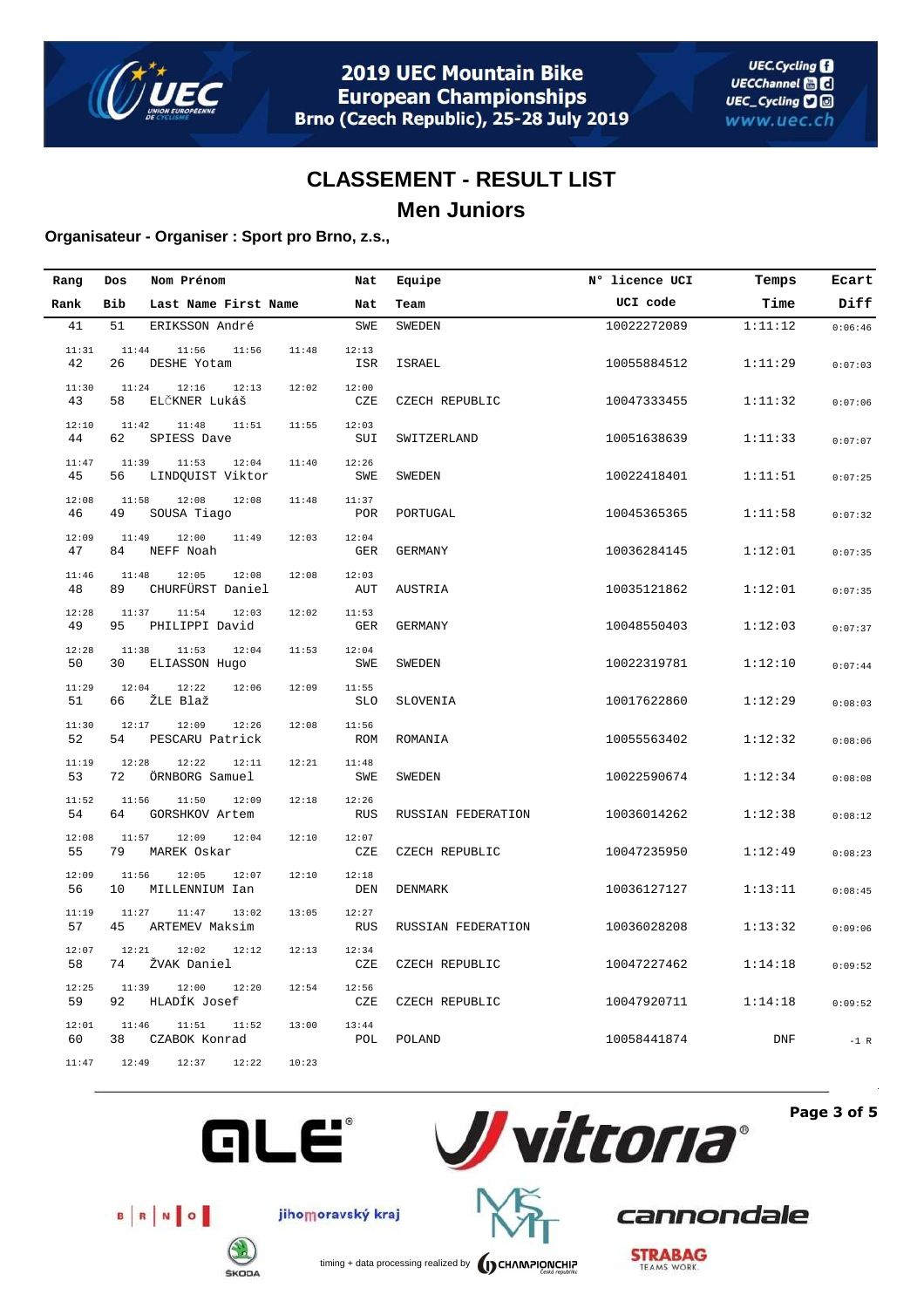# 2019 UEC Mountain Bike European Championships

Brno (Czech Republic), 25-28 July 2019

## CLASSEMENT - RESULT LIST

## Men Juniors

**Organisateur - Organiser : Sport pro Brno, z.s.,**

| Rang<br>Rank | Dos<br>Bib | Nom Prénom<br>Last Name First Name | Nat<br>Nat | Equipe<br>Team | N° licence UCI<br>UCI code | Temps<br>Time | Ecart<br>Diff |
|---|---|---|---|---|---|---|---|
| 41 | 51 | ERIKSSON André | SWE | SWEDEN | 10022272089 | 1:11:12 | 0:06:46 |
| 11:31 | 11:44 | 11:56 | 11:56 | 11:48 | 12:13 | | |
| 42 | 26 | DESHE Yotam | ISR | ISRAEL | 10055884512 | 1:11:29 | 0:07:03 |
| 11:30 | 11:24 | 12:16 | 12:13 | 12:02 | 12:00 | | |
| 43 | 58 | ELČKNER Lukáš | CZE | CZECH REPUBLIC | 10047333455 | 1:11:32 | 0:07:06 |
| 12:10 | 11:42 | 11:48 | 11:51 | 11:55 | 12:03 | | |
| 44 | 62 | SPIESS Dave | SUI | SWITZERLAND | 10051638639 | 1:11:33 | 0:07:07 |
| 11:47 | 11:39 | 11:53 | 12:04 | 11:40 | 12:26 | | |
| 45 | 56 | LINDQUIST Viktor | SWE | SWEDEN | 10022418401 | 1:11:51 | 0:07:25 |
| 12:08 | 11:58 | 12:08 | 12:08 | 11:48 | 11:37 | | |
| 46 | 49 | SOUSA Tiago | POR | PORTUGAL | 10045365365 | 1:11:58 | 0:07:32 |
| 12:09 | 11:49 | 12:00 | 11:49 | 12:03 | 12:04 | | |
| 47 | 84 | NEFF Noah | GER | GERMANY | 10036284145 | 1:12:01 | 0:07:35 |
| 11:46 | 11:48 | 12:05 | 12:08 | 12:08 | 12:03 | | |
| 48 | 89 | CHURFÜRST Daniel | AUT | AUSTRIA | 10035121862 | 1:12:01 | 0:07:35 |
| 12:28 | 11:37 | 11:54 | 12:03 | 12:02 | 11:53 | | |
| 49 | 95 | PHILIPPI David | GER | GERMANY | 10048550403 | 1:12:03 | 0:07:37 |
| 12:28 | 11:38 | 11:53 | 12:04 | 11:53 | 12:04 | | |
| 50 | 30 | ELIASSON Hugo | SWE | SWEDEN | 10022319781 | 1:12:10 | 0:07:44 |
| 11:29 | 12:04 | 12:22 | 12:06 | 12:09 | 11:55 | | |
| 51 | 66 | ŽLE Blaž | SLO | SLOVENIA | 10017622860 | 1:12:29 | 0:08:03 |
| 11:30 | 12:17 | 12:09 | 12:26 | 12:08 | 11:56 | | |
| 52 | 54 | PESCARU Patrick | ROM | ROMANIA | 10055563402 | 1:12:32 | 0:08:06 |
| 11:19 | 12:28 | 12:22 | 12:11 | 12:21 | 11:48 | | |
| 53 | 72 | ÖRNBORG Samuel | SWE | SWEDEN | 10022590674 | 1:12:34 | 0:08:08 |
| 11:52 | 11:56 | 11:50 | 12:09 | 12:18 | 12:26 | | |
| 54 | 64 | GORSHKOV Artem | RUS | RUSSIAN FEDERATION | 10036014262 | 1:12:38 | 0:08:12 |
| 12:08 | 11:57 | 12:09 | 12:04 | 12:10 | 12:07 | | |
| 55 | 79 | MAREK Oskar | CZE | CZECH REPUBLIC | 10047235950 | 1:12:49 | 0:08:23 |
| 12:09 | 11:56 | 12:05 | 12:07 | 12:10 | 12:18 | | |
| 56 | 10 | MILLENNIUM Ian | DEN | DENMARK | 10036127127 | 1:13:11 | 0:08:45 |
| 11:19 | 11:27 | 11:47 | 13:02 | 13:05 | 12:27 | | |
| 57 | 45 | ARTEMEV Maksim | RUS | RUSSIAN FEDERATION | 10036028208 | 1:13:32 | 0:09:06 |
| 12:07 | 12:21 | 12:02 | 12:12 | 12:13 | 12:34 | | |
| 58 | 74 | ŽVAK Daniel | CZE | CZECH REPUBLIC | 10047227462 | 1:14:18 | 0:09:52 |
| 12:25 | 11:39 | 12:00 | 12:20 | 12:54 | 12:56 | | |
| 59 | 92 | HLADÍK Josef | CZE | CZECH REPUBLIC | 10047920711 | 1:14:18 | 0:09:52 |
| 12:01 | 11:46 | 11:51 | 11:52 | 13:00 | 13:44 | | |
| 60 | 38 | CZABOK Konrad | POL | POLAND | 10058441874 | DNF | -1 R |
| 11:47 | 12:49 | 12:37 | 12:22 | 10:23 | | | |

timing + data processing realized by CHAMPIONCHIP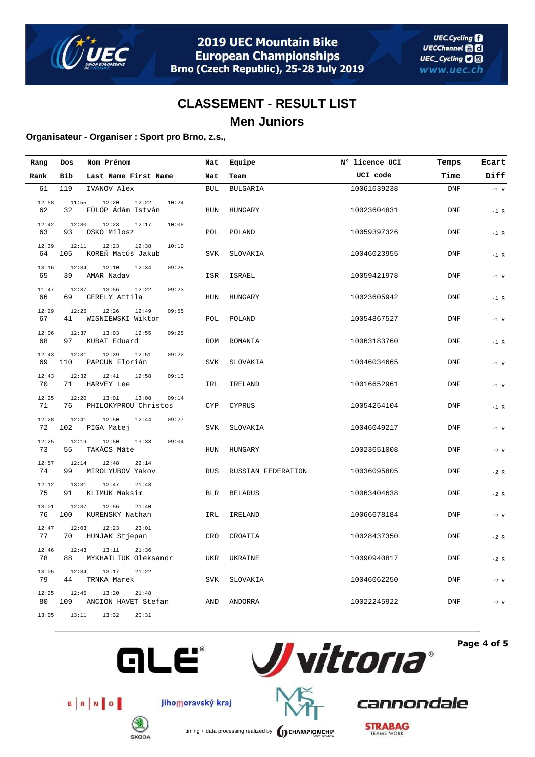# CLASSEMENT - RESULT LIST

## Men Juniors

**Organisateur - Organiser : Sport pro Brno, z.s.,**

| Rang<br>Rank | Dos<br>Bib | Nom Prénom<br>Last Name First Name | Nat<br>Nat | Equipe<br>Team | N° licence UCI<br>UCI code | Temps<br>Time | Ecart<br>Diff |
|---|---|---|---|---|---|---|---|
| 61 | 119 | IVANOV Alex | BUL | BULGARIA | 10061639238 | DNF | -1 R |
| | | 12:58 11:55 12:20 12:22 10:24 | | | | | |
| 62 | 32 | FÜLÖP Ádám István | HUN | HUNGARY | 10023604831 | DNF | -1 R |
| | | 12:42 12:30 12:23 12:17 10:09 | | | | | |
| 63 | 93 | OSKO Milosz | POL | POLAND | 10059397326 | DNF | -1 R |
| | | 12:39 12:11 12:23 12:38 10:10 | | | | | |
| 64 | 105 | KOREŇ Matúš Jakub | SVK | SLOVAKIA | 10046023955 | DNF | -1 R |
| | | 13:16 12:34 12:10 12:34 09:28 | | | | | |
| 65 | 39 | AMAR Nadav | ISR | ISRAEL | 10059421978 | DNF | -1 R |
| | | 11:47 12:37 13:56 12:22 09:23 | | | | | |
| 66 | 69 | GERELY Attila | HUN | HUNGARY | 10023605942 | DNF | -1 R |
| | | 12:29 12:25 12:26 12:49 09:55 | | | | | |
| 67 | 41 | WISNIEWSKI Wiktor | POL | POLAND | 10054867527 | DNF | -1 R |
| | | 12:06 12:37 13:03 12:55 09:25 | | | | | |
| 68 | 97 | KUBAT Eduard | ROM | ROMANIA | 10063183760 | DNF | -1 R |
| | | 12:43 12:31 12:39 12:51 09:22 | | | | | |
| 69 | 110 | PAPCUN Florián | SVK | SLOVAKIA | 10046034665 | DNF | -1 R |
| | | 12:43 12:32 12:41 12:58 09:13 | | | | | |
| 70 | 71 | HARVEY Lee | IRL | IRELAND | 10016652961 | DNF | -1 R |
| | | 12:25 12:20 13:01 13:08 09:14 | | | | | |
| 71 | 76 | PHILOKYPROU Christos | CYP | CYPRUS | 10054254104 | DNF | -1 R |
| | | 12:28 12:41 12:50 12:44 09:27 | | | | | |
| 72 | 102 | PIGA Matej | SVK | SLOVAKIA | 10046049217 | DNF | -1 R |
| | | 12:25 12:19 12:50 13:33 09:04 | | | | | |
| 73 | 55 | TAKÁCS Máté | HUN | HUNGARY | 10023651008 | DNF | -2 R |
| | | 12:57 12:14 12:48 22:14 | | | | | |
| 74 | 99 | MIROLYUBOV Yakov | RUS | RUSSIAN FEDERATION | 10036095805 | DNF | -2 R |
| | | 12:12 13:31 12:47 21:43 | | | | | |
| 75 | 91 | KLIMUK Maksim | BLR | BELARUS | 10063404638 | DNF | -2 R |
| | | 13:01 12:37 12:56 21:40 | | | | | |
| 76 | 100 | KURENSKY Nathan | IRL | IRELAND | 10066678184 | DNF | -2 R |
| | | 12:47 12:03 12:23 23:01 | | | | | |
| 77 | 70 | HUNJAK Stjepan | CRO | CROATIA | 10028437350 | DNF | -2 R |
| | | 12:46 12:43 13:11 21:36 | | | | | |
| 78 | 88 | MYKHAILIUK Oleksandr | UKR | UKRAINE | 10090940817 | DNF | -2 R |
| | | 13:05 12:34 13:17 21:22 | | | | | |
| 79 | 44 | TRNKA Marek | SVK | SLOVAKIA | 10046062250 | DNF | -2 R |
| | | 12:25 12:45 13:20 21:48 | | | | | |
| 80 | 109 | ANCION HAVET Stefan | AND | ANDORRA | 10022245922 | DNF | -2 R |
| | | 13:05 13:11 13:32 20:31 | | | | | |

timing + data processing realized by CHAMPIONCHIP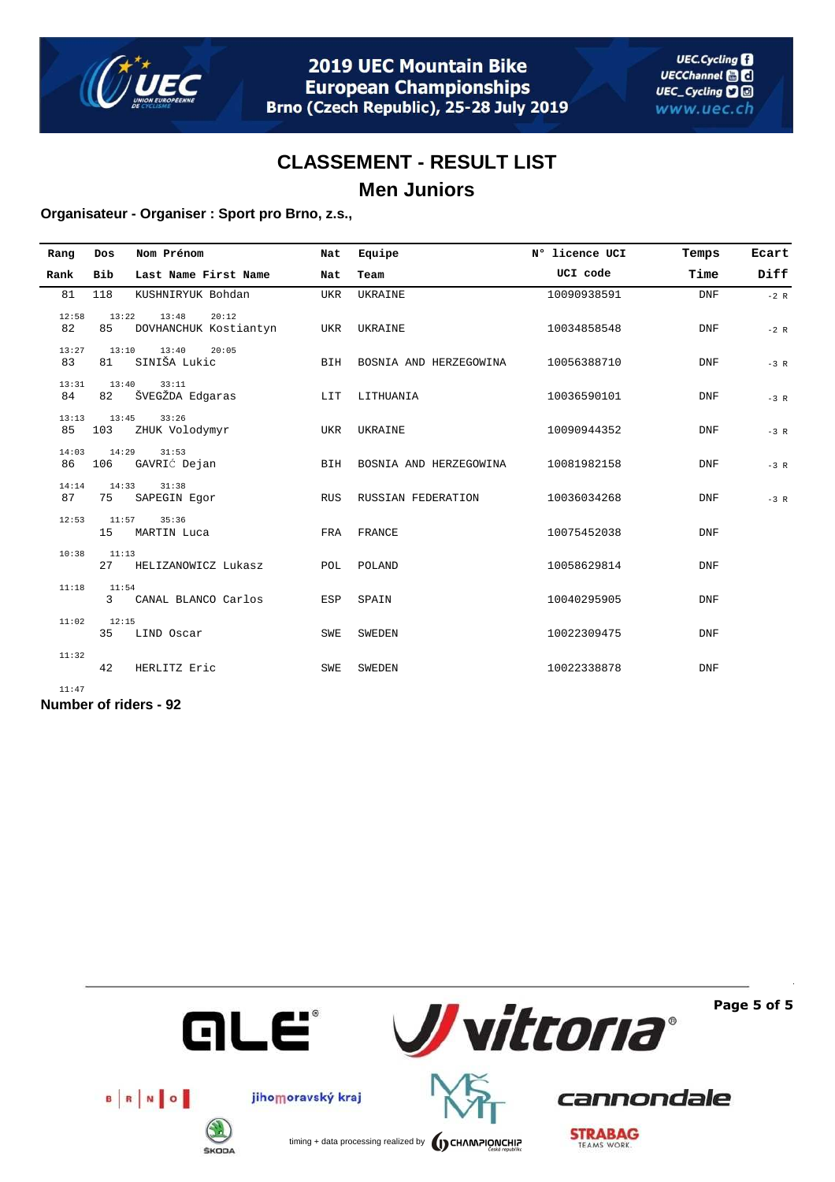## CLASSEMENT - RESULT LIST

## Men Juniors

**Organisateur - Organiser : Sport pro Brno, z.s.,**

| Rang / Rank | Dos / Bib | Nom Prénom / Last Name First Name | Nat / Nat | Equipe / Team | N° licence UCI / UCI code | Temps / Time | Ecart / Diff | Laps |
|---|---|---|---|---|---|---|---|---|
| 81 | 118 | KUSHNIRYUK Bohdan | UKR | UKRAINE | 10090938591 | DNF | -2 R | 12:58 13:22 13:48 20:12 |
| 82 | 85 | DOVHANCHUK Kostiantyn | UKR | UKRAINE | 10034858548 | DNF | -2 R | 13:27 13:10 13:40 20:05 |
| 83 | 81 | SINIŠA Lukic | BIH | BOSNIA AND HERZEGOWINA | 10056388710 | DNF | -3 R | 13:31 13:40 33:11 |
| 84 | 82 | ŠVEGŽDA Edgaras | LIT | LITHUANIA | 10036590101 | DNF | -3 R | 13:13 13:45 33:26 |
| 85 | 103 | ZHUK Volodymyr | UKR | UKRAINE | 10090944352 | DNF | -3 R | 14:03 14:29 31:53 |
| 86 | 106 | GAVRIĆ Dejan | BIH | BOSNIA AND HERZEGOWINA | 10081982158 | DNF | -3 R | 14:14 14:33 31:38 |
| 87 | 75 | SAPEGIN Egor | RUS | RUSSIAN FEDERATION | 10036034268 | DNF | -3 R | 12:53 11:57 35:36 |
| | 15 | MARTIN Luca | FRA | FRANCE | 10075452038 | DNF | | 10:38 11:13 |
| | 27 | HELIZANOWICZ Lukasz | POL | POLAND | 10058629814 | DNF | | 11:18 11:54 |
| | 3 | CANAL BLANCO Carlos | ESP | SPAIN | 10040295905 | DNF | | 11:02 12:15 |
| | 35 | LIND Oscar | SWE | SWEDEN | 10022309475 | DNF | | 11:32 |
| | 42 | HERLITZ Eric | SWE | SWEDEN | 10022338878 | DNF | | 11:47 |

**Number of riders - 92**

timing + data processing realized by CHAMPIONCHIP